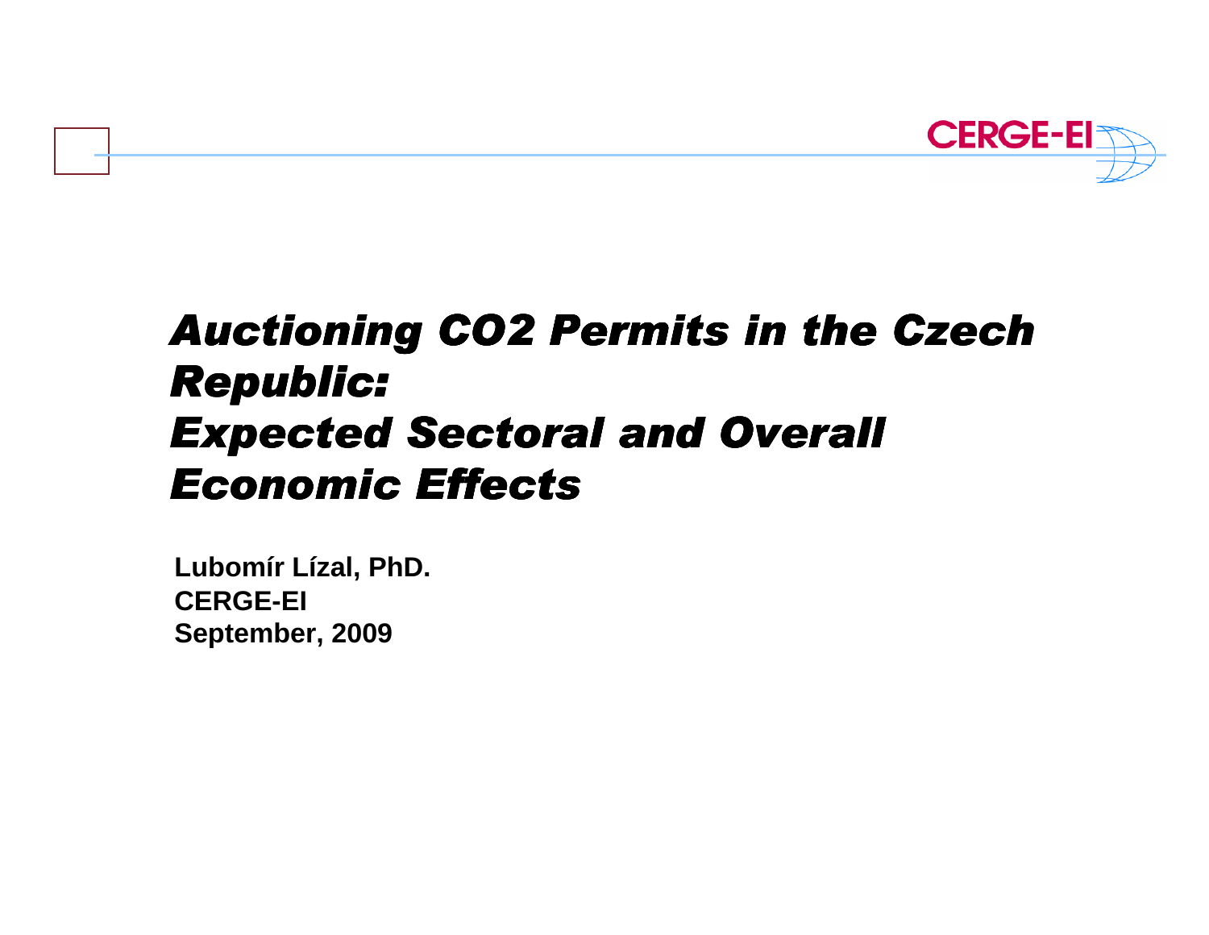# *Auctioning CO2 Permits in the Czech Republic: Expected Sectoral and Overall Economic Effects*

**Lubomír Lízal, PhD.**
**CERGE-EI**
**September, 2009**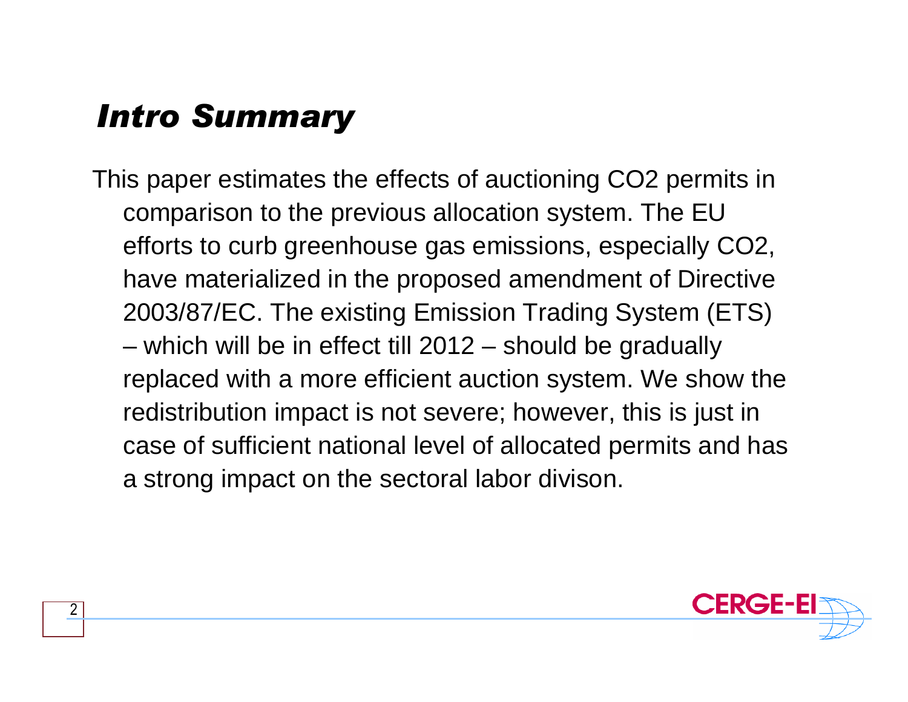# *Intro Summary*

This paper estimates the effects of auctioning $CO_2$ permits in comparison to the previous allocation system. The EU efforts to curb greenhouse gas emissions, especially $CO_2$, have materialized in the proposed amendment of Directive 2003/87/EC. The existing Emission Trading System (ETS) – which will be in effect till 2012 – should be gradually replaced with a more efficient auction system. We show the redistribution impact is not severe; however, this is just in case of sufficient national level of allocated permits and has a strong impact on the sectoral labor divison.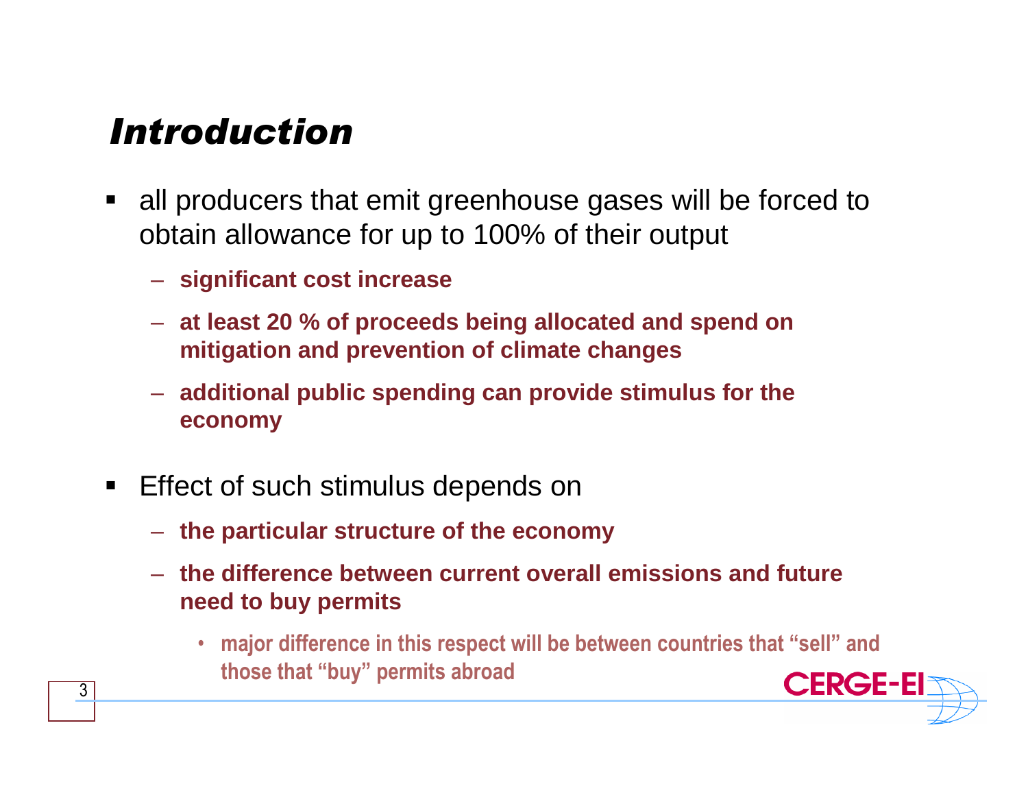## *Introduction*

- all producers that emit greenhouse gases will be forced to obtain allowance for up to 100% of their output
  - **significant cost increase**
  - **at least 20 % of proceeds being allocated and spend on mitigation and prevention of climate changes**
  - **additional public spending can provide stimulus for the economy**

- Effect of such stimulus depends on
  - **the particular structure of the economy**
  - **the difference between current overall emissions and future need to buy permits**
    - **major difference in this respect will be between countries that "sell" and those that "buy" permits abroad**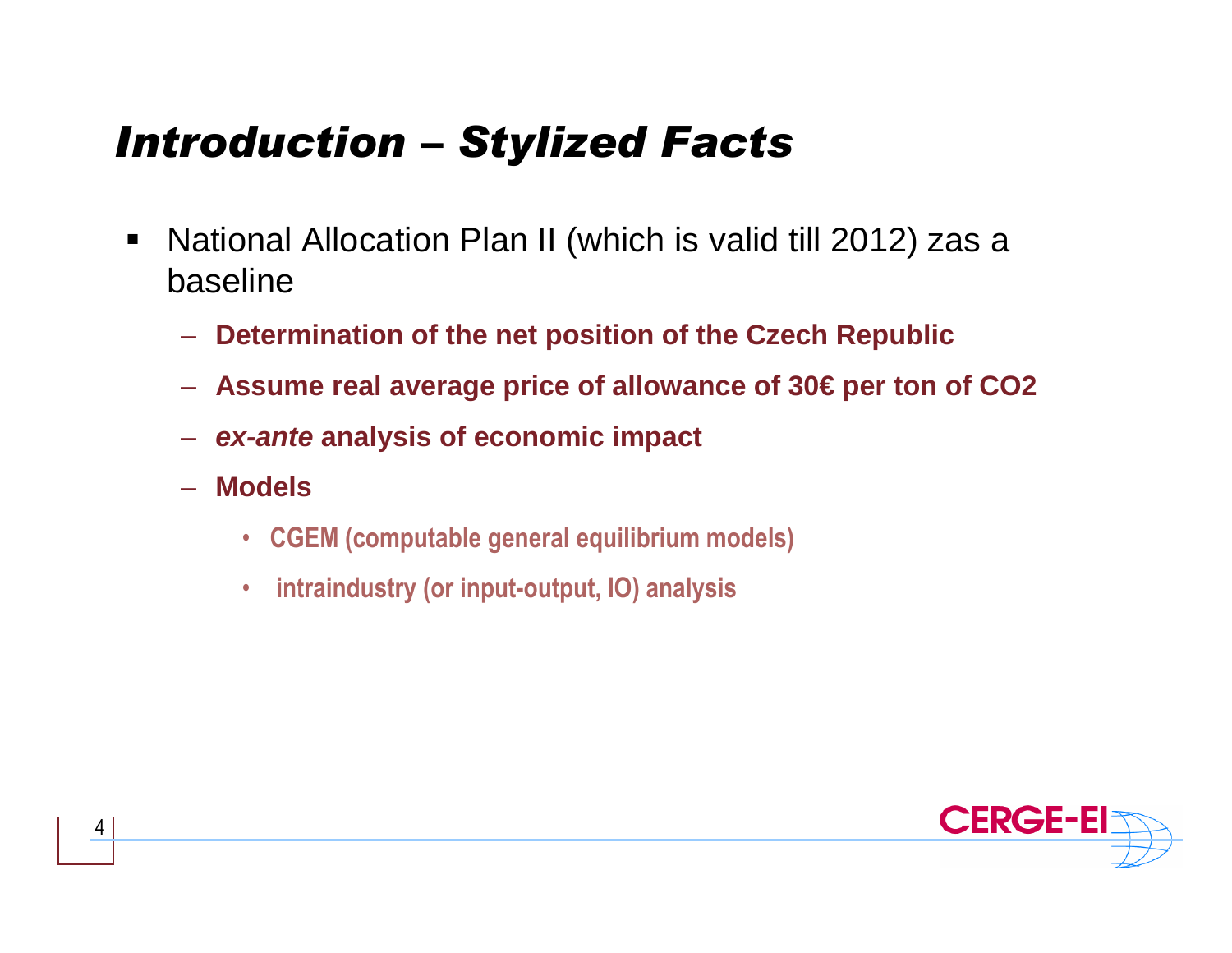# *Introduction – Stylized Facts*

- National Allocation Plan II (which is valid till 2012) zas a baseline
  - **Determination of the net position of the Czech Republic**
  - **Assume real average price of allowance of 30€ per ton of $CO_2$**
  - ***ex-ante* analysis of economic impact**
  - **Models**
    - **CGEM (computable general equilibrium models)**
    - **intraindustry (or input-output, IO) analysis**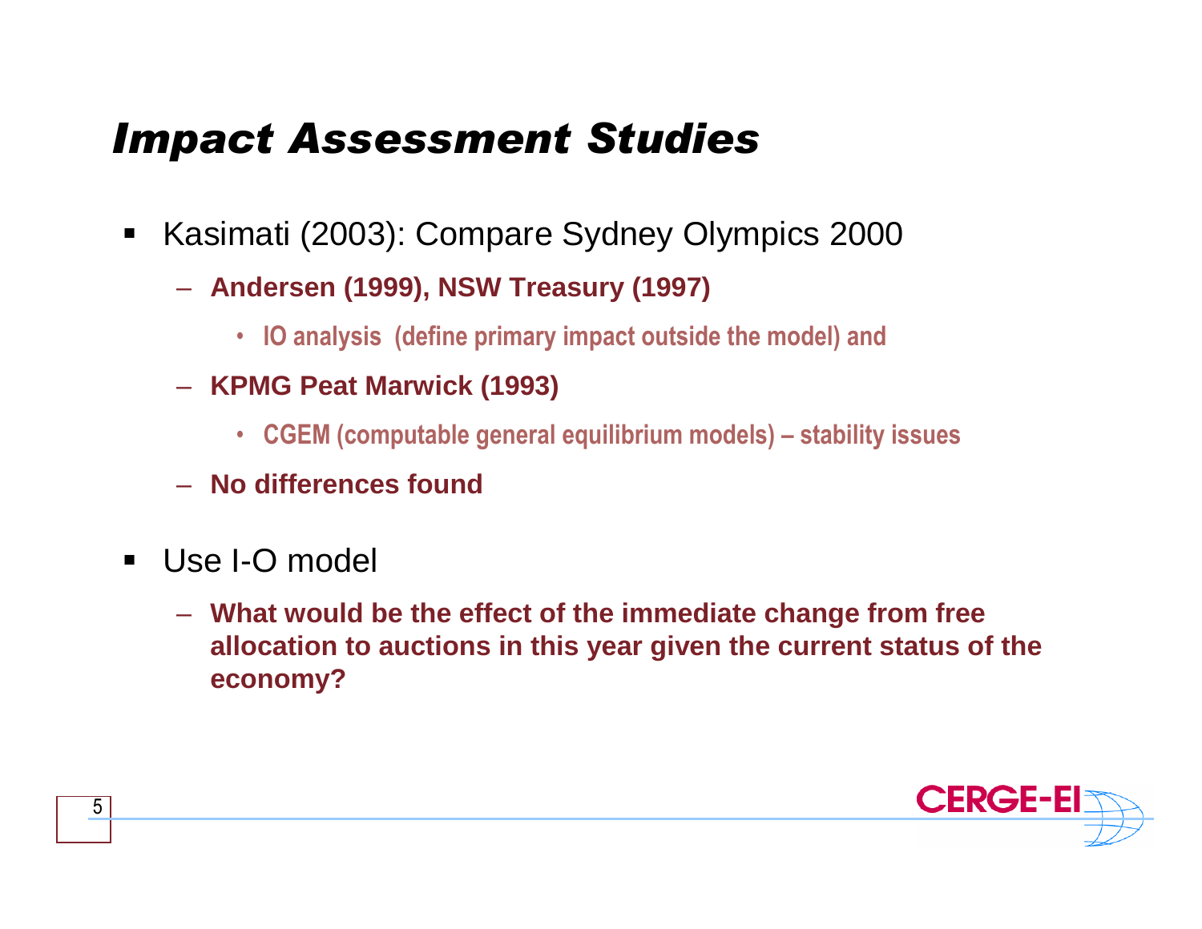# *Impact Assessment Studies*

- Kasimati (2003): Compare Sydney Olympics 2000
  - **Andersen (1999), NSW Treasury (1997)**
    - **IO analysis (define primary impact outside the model) and**
  - **KPMG Peat Marwick (1993)**
    - **CGEM (computable general equilibrium models) – stability issues**
  - **No differences found**
- Use I-O model
  - **What would be the effect of the immediate change from free allocation to auctions in this year given the current status of the economy?**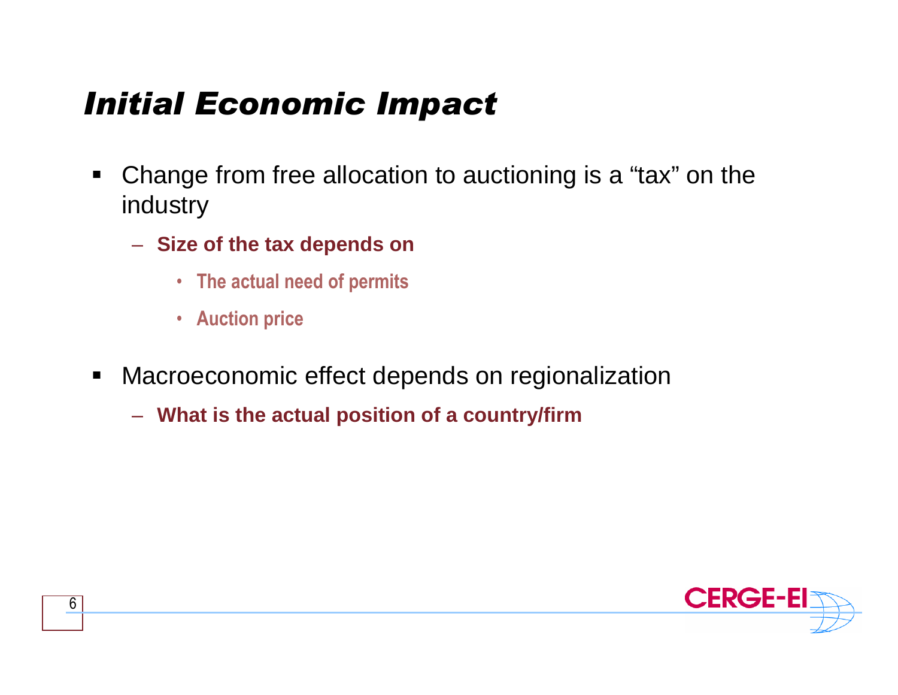# *Initial Economic Impact*

- Change from free allocation to auctioning is a “tax” on the industry
  - **Size of the tax depends on**
    - **The actual need of permits**
    - **Auction price**
- Macroeconomic effect depends on regionalization
  - **What is the actual position of a country/firm**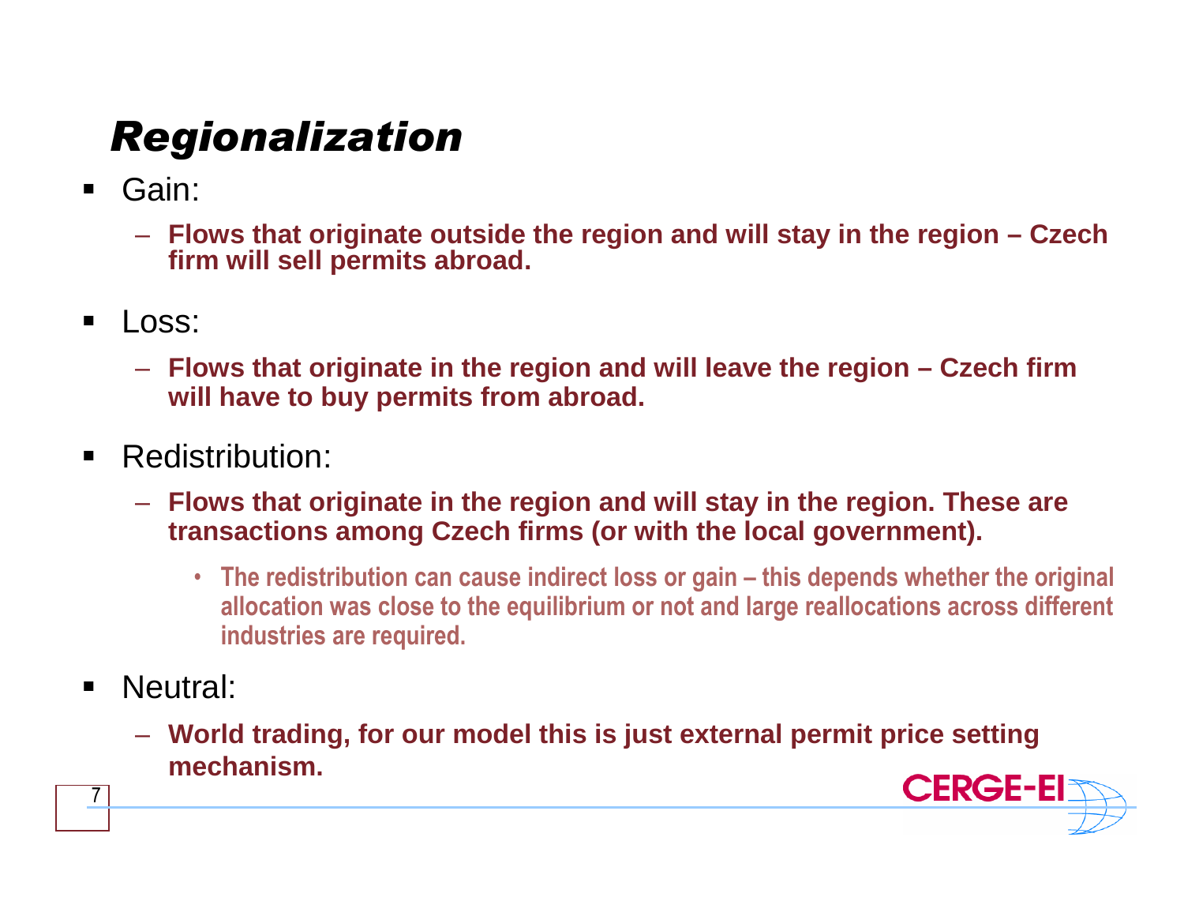# Regionalization

- Gain:
  - **Flows that originate outside the region and will stay in the region – Czech firm will sell permits abroad.**
- Loss:
  - **Flows that originate in the region and will leave the region – Czech firm will have to buy permits from abroad.**
- Redistribution:
  - **Flows that originate in the region and will stay in the region. These are transactions among Czech firms (or with the local government).**
    - **The redistribution can cause indirect loss or gain – this depends whether the original allocation was close to the equilibrium or not and large reallocations across different industries are required.**
- Neutral:
  - **World trading, for our model this is just external permit price setting mechanism.**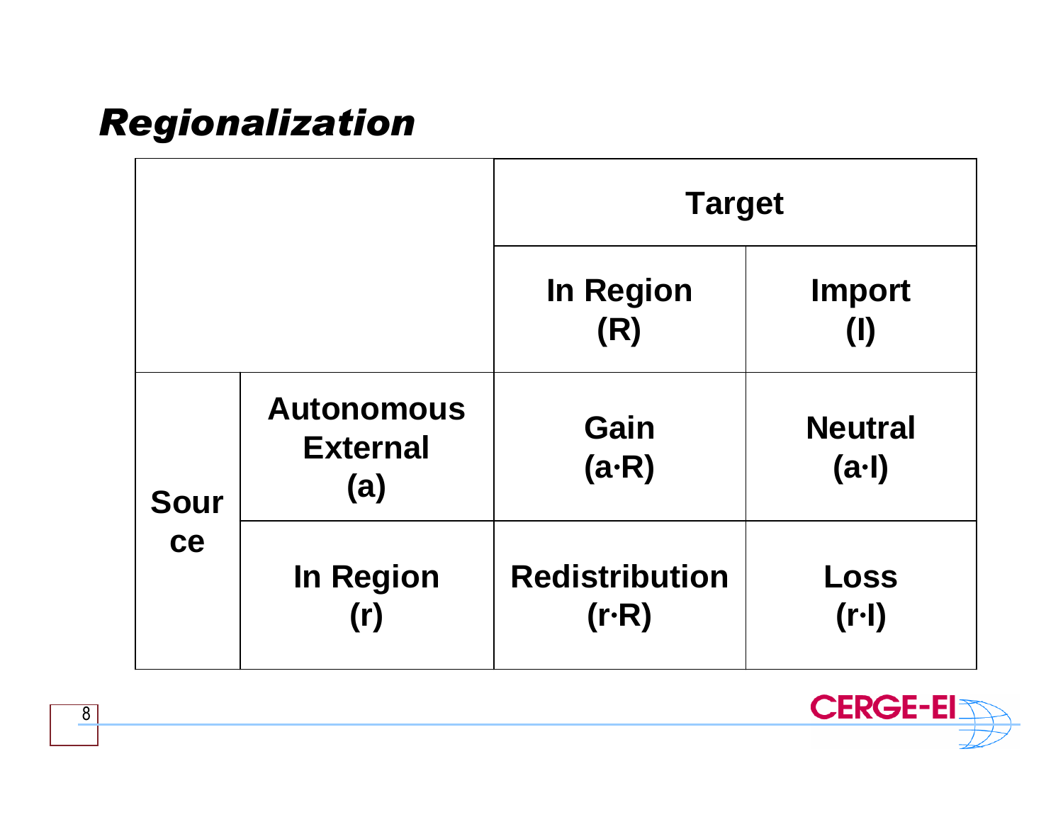## *Regionalization*

| | | Target | |
|---|---|---|---|
| | | In Region (R) | Import (I) |
| Source | Autonomous External (a) | Gain ($a \cdot R$) | Neutral ($a \cdot I$) |
| | In Region (r) | Redistribution ($r \cdot R$) | Loss ($r \cdot I$) |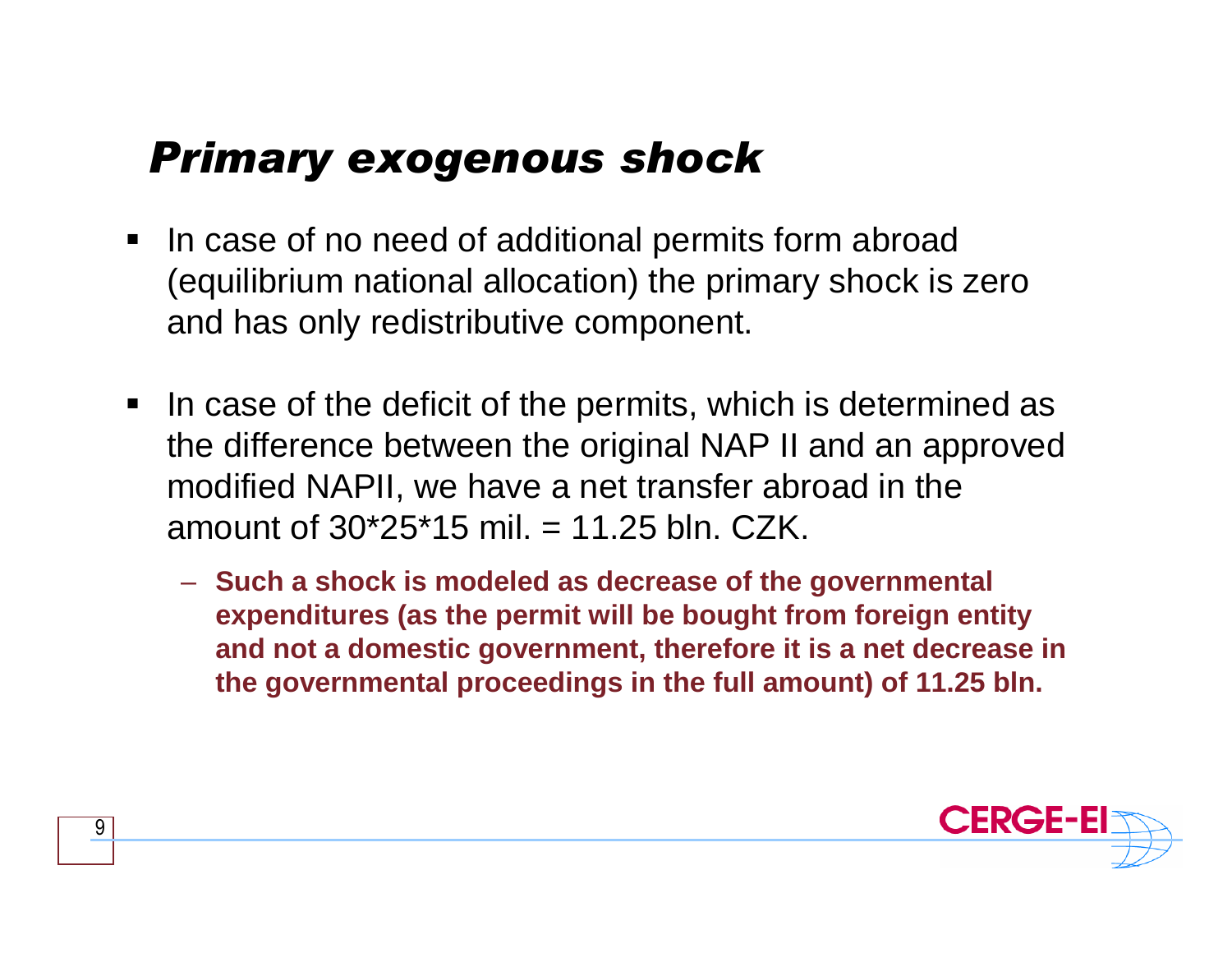# *Primary exogenous shock*

- In case of no need of additional permits form abroad (equilibrium national allocation) the primary shock is zero and has only redistributive component.
- In case of the deficit of the permits, which is determined as the difference between the original NAP II and an approved modified NAPII, we have a net transfer abroad in the amount of 30*25*15 mil. = 11.25 bln. CZK.
  - **Such a shock is modeled as decrease of the governmental expenditures (as the permit will be bought from foreign entity and not a domestic government, therefore it is a net decrease in the governmental proceedings in the full amount) of 11.25 bln.**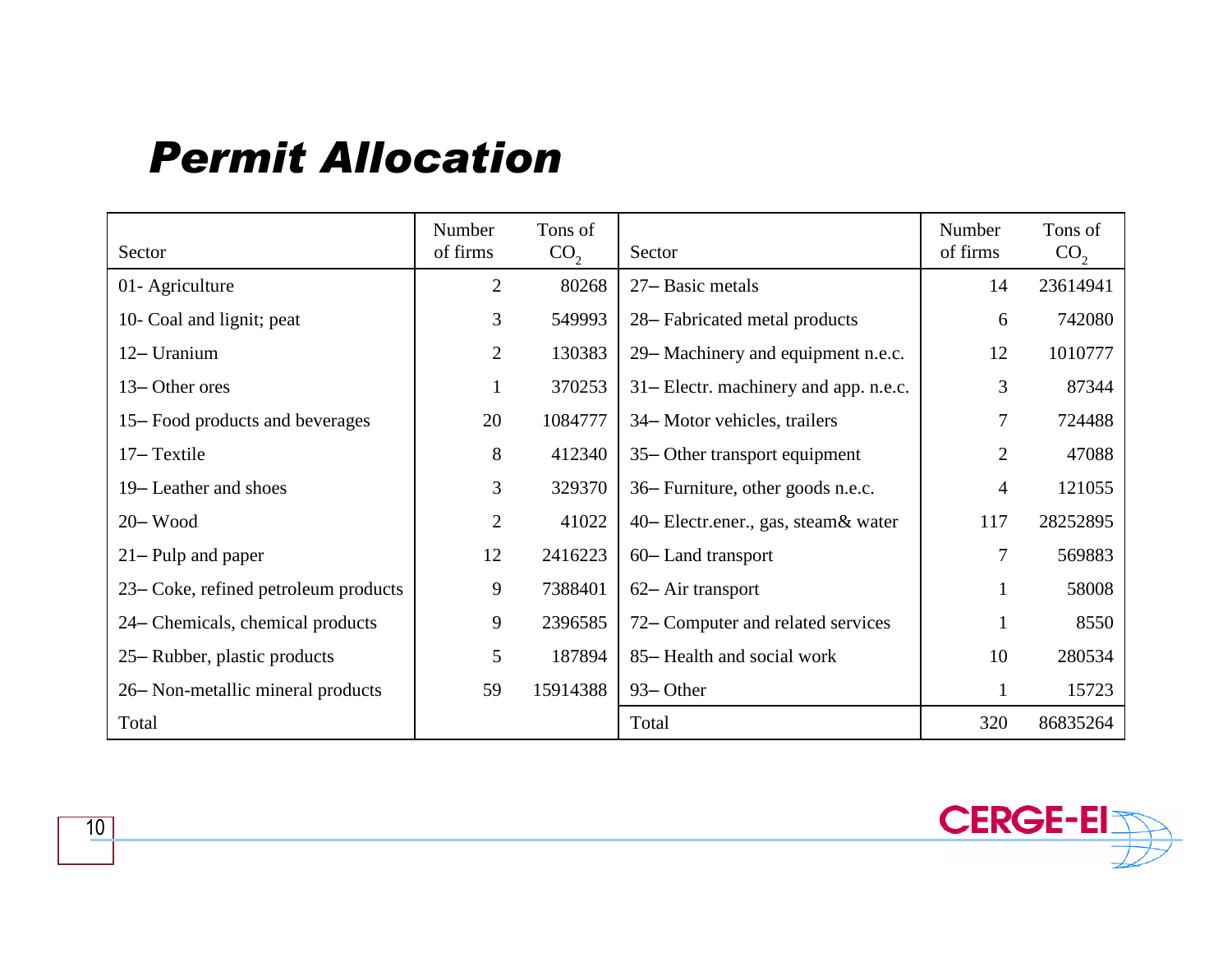# Permit Allocation

| Sector | Number of firms | Tons of $CO_2$ | Sector | Number of firms | Tons of $CO_2$ |
|---|---|---|---|---|---|
| 01- Agriculture | 2 | 80268 | 27– Basic metals | 14 | 23614941 |
| 10- Coal and lignit; peat | 3 | 549993 | 28– Fabricated metal products | 6 | 742080 |
| 12– Uranium | 2 | 130383 | 29– Machinery and equipment n.e.c. | 12 | 1010777 |
| 13– Other ores | 1 | 370253 | 31– Electr. machinery and app. n.e.c. | 3 | 87344 |
| 15– Food products and beverages | 20 | 1084777 | 34– Motor vehicles, trailers | 7 | 724488 |
| 17– Textile | 8 | 412340 | 35– Other transport equipment | 2 | 47088 |
| 19– Leather and shoes | 3 | 329370 | 36– Furniture, other goods n.e.c. | 4 | 121055 |
| 20– Wood | 2 | 41022 | 40– Electr.ener., gas, steam& water | 117 | 28252895 |
| 21– Pulp and paper | 12 | 2416223 | 60– Land transport | 7 | 569883 |
| 23– Coke, refined petroleum products | 9 | 7388401 | 62– Air transport | 1 | 58008 |
| 24– Chemicals, chemical products | 9 | 2396585 | 72– Computer and related services | 1 | 8550 |
| 25– Rubber, plastic products | 5 | 187894 | 85– Health and social work | 10 | 280534 |
| 26– Non-metallic mineral products | 59 | 15914388 | 93– Other | 1 | 15723 |
| Total | | | Total | 320 | 86835264 |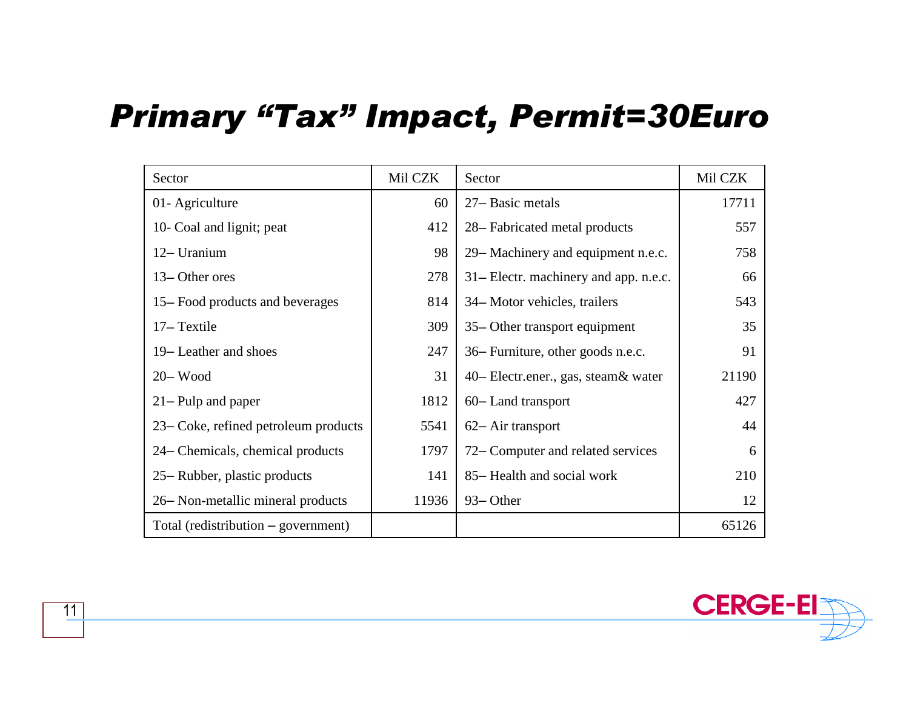# Primary "Tax" Impact, Permit=30Euro

| Sector | Mil CZK | Sector | Mil CZK |
|---|---|---|---|
| 01- Agriculture | 60 | 27– Basic metals | 17711 |
| 10- Coal and lignit; peat | 412 | 28– Fabricated metal products | 557 |
| 12– Uranium | 98 | 29– Machinery and equipment n.e.c. | 758 |
| 13– Other ores | 278 | 31– Electr. machinery and app. n.e.c. | 66 |
| 15– Food products and beverages | 814 | 34– Motor vehicles, trailers | 543 |
| 17– Textile | 309 | 35– Other transport equipment | 35 |
| 19– Leather and shoes | 247 | 36– Furniture, other goods n.e.c. | 91 |
| 20– Wood | 31 | 40– Electr.ener., gas, steam& water | 21190 |
| 21– Pulp and paper | 1812 | 60– Land transport | 427 |
| 23– Coke, refined petroleum products | 5541 | 62– Air transport | 44 |
| 24– Chemicals, chemical products | 1797 | 72– Computer and related services | 6 |
| 25– Rubber, plastic products | 141 | 85– Health and social work | 210 |
| 26– Non-metallic mineral products | 11936 | 93– Other | 12 |
| Total (redistribution – government) | | | 65126 |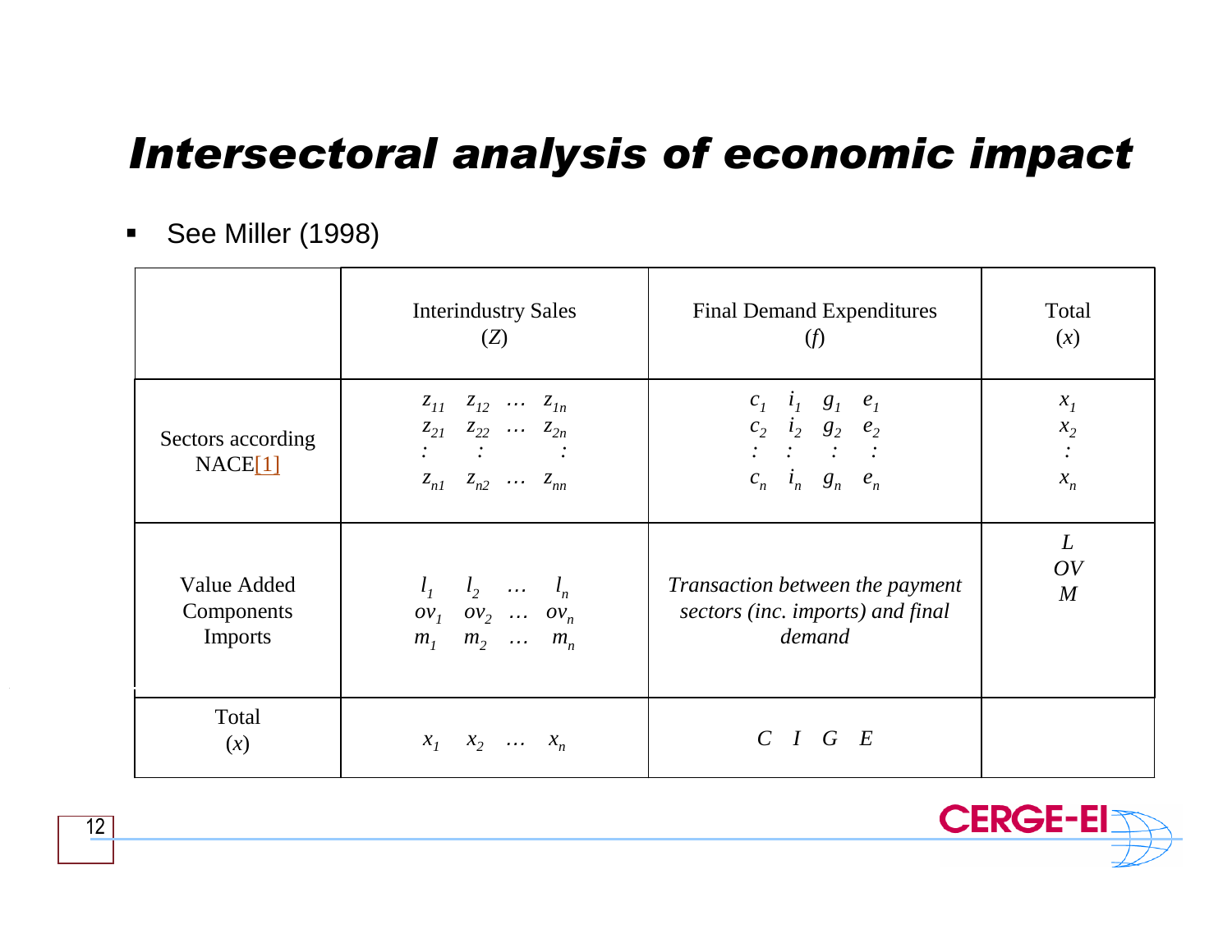# Intersectoral analysis of economic impact

- See Miller (1998)

| | Interindustry Sales ($Z$) | Final Demand Expenditures ($f$) | Total ($x$) |
|---|---|---|---|
| Sectors according NACE[1] | $z_{11}$ $z_{12}$ … $z_{1n}$ <br> $z_{21}$ $z_{22}$ … $z_{2n}$ <br> : : : <br> $z_{n1}$ $z_{n2}$ … $z_{nn}$ | $c_1$ $i_1$ $g_1$ $e_1$ <br> $c_2$ $i_2$ $g_2$ $e_2$ <br> : : : : <br> $c_n$ $i_n$ $g_n$ $e_n$ | $x_1$ <br> $x_2$ <br> : <br> $x_n$ |
| Value Added Components Imports | $l_1$ $l_2$ … $l_n$ <br> $ov_1$ $ov_2$ … $ov_n$ <br> $m_1$ $m_2$ … $m_n$ | *Transaction between the payment sectors (inc. imports) and final demand* | $L$ <br> $OV$ <br> $M$ |
| Total ($x$) | $x_1$ $x_2$ … $x_n$ | $C$ $I$ $G$ $E$ | |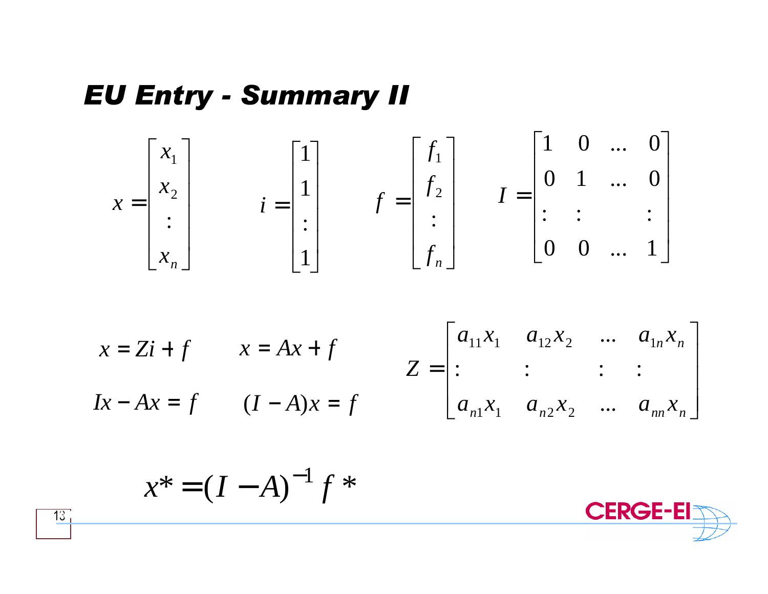## EU Entry - Summary II

$$
x = \begin{bmatrix} x_1 \\ x_2 \\ : \\ x_n \end{bmatrix} \qquad i = \begin{bmatrix} 1 \\ 1 \\ : \\ 1 \end{bmatrix} \qquad f = \begin{bmatrix} f_1 \\ f_2 \\ : \\ f_n \end{bmatrix} \qquad I = \begin{bmatrix} 1 & 0 & \ldots & 0 \\ 0 & 1 & \ldots & 0 \\ : & : & & : \\ 0 & 0 & \ldots & 1 \end{bmatrix}
$$

$$
x = Zi + f \qquad x = Ax + f
$$

$$
Ix - Ax = f \qquad (I - A)x = f
$$

$$
Z = \begin{bmatrix} a_{11}x_1 & a_{12}x_2 & \ldots & a_{1n}x_n \\ : & : & : & : \\ a_{n1}x_1 & a_{n2}x_2 & \ldots & a_{nn}x_n \end{bmatrix}
$$

$$
x^* = (I - A)^{-1} f^*
$$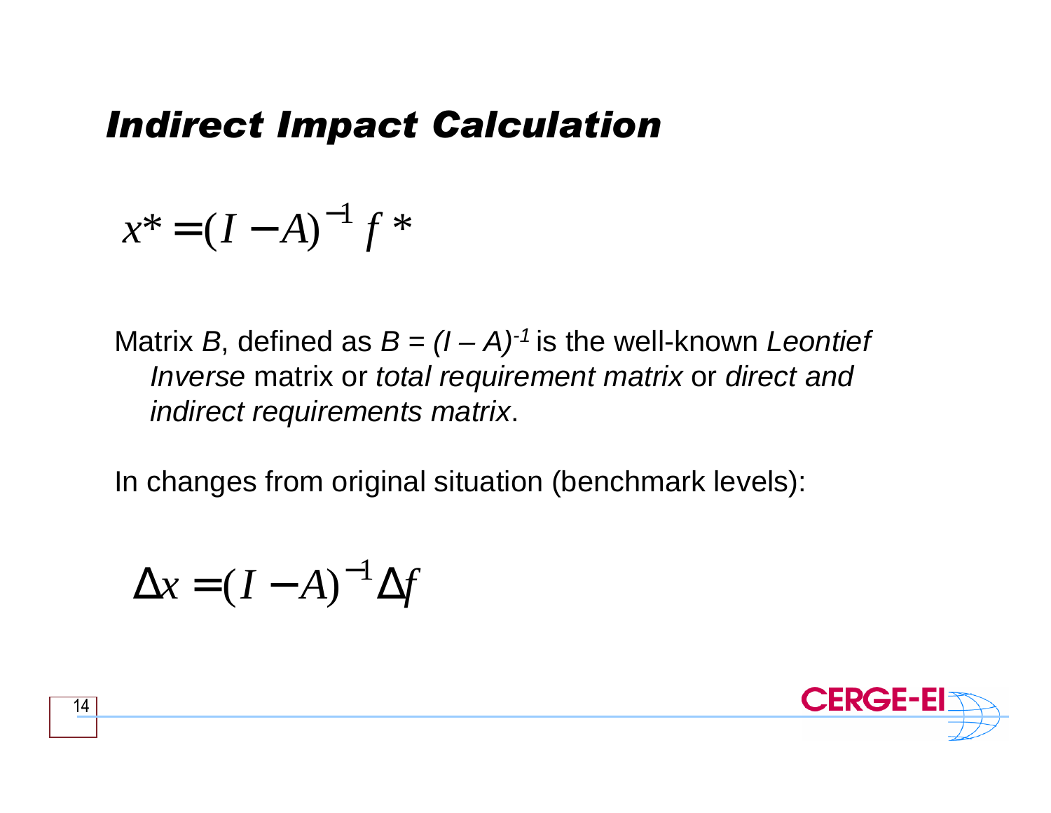# *Indirect Impact Calculation*

$$x^* = (I - A)^{-1} f^*$$

Matrix *B*, defined as $B = (I - A)^{-1}$ is the well-known *Leontief Inverse* matrix or *total requirement matrix* or *direct and indirect requirements matrix*.

In changes from original situation (benchmark levels):

$$\Delta x = (I - A)^{-1} \Delta f$$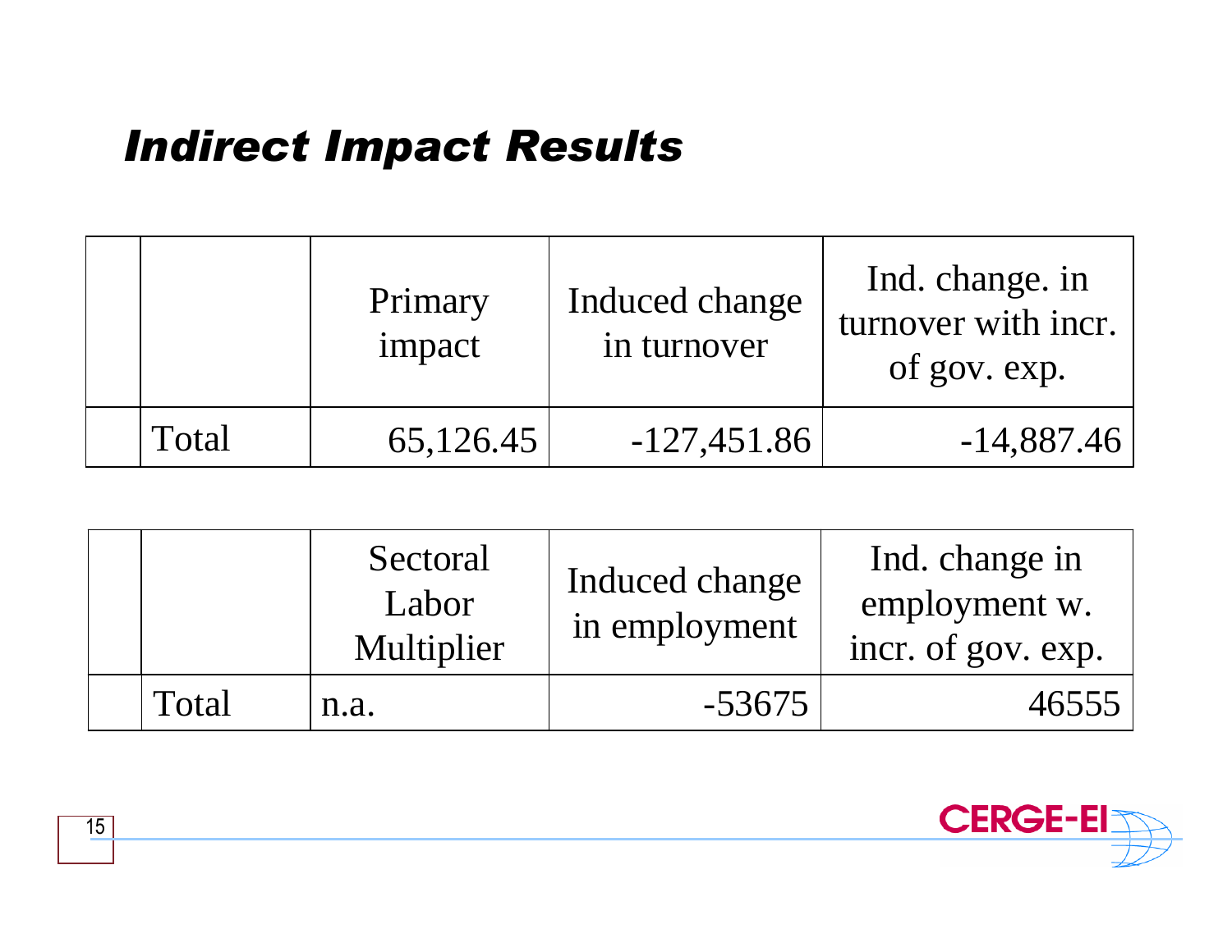# *Indirect Impact Results*

| | | Primary impact | Induced change in turnover | Ind. change. in turnover with incr. of gov. exp. |
|---|---|---|---|---|
| | Total | 65,126.45 | -127,451.86 | -14,887.46 |

| | | Sectoral Labor Multiplier | Induced change in employment | Ind. change in employment w. incr. of gov. exp. |
|---|---|---|---|---|
| | Total | n.a. | -53675 | 46555 |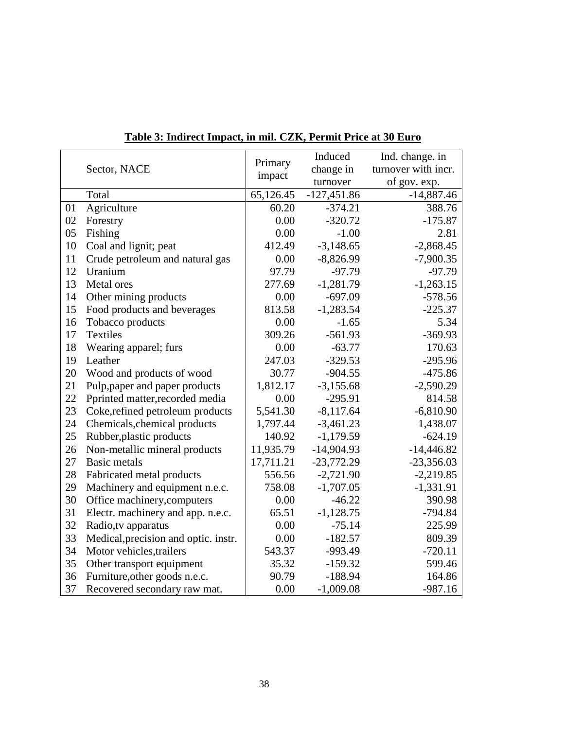**Table 3: Indirect Impact, in mil. CZK, Permit Price at 30 Euro**

| | Sector, NACE | Primary impact | Induced change in turnover | Ind. change. in turnover with incr. of gov. exp. |
|---|---|---|---|---|
| | Total | 65,126.45 | -127,451.86 | -14,887.46 |
| 01 | Agriculture | 60.20 | -374.21 | 388.76 |
| 02 | Forestry | 0.00 | -320.72 | -175.87 |
| 05 | Fishing | 0.00 | -1.00 | 2.81 |
| 10 | Coal and lignit; peat | 412.49 | -3,148.65 | -2,868.45 |
| 11 | Crude petroleum and natural gas | 0.00 | -8,826.99 | -7,900.35 |
| 12 | Uranium | 97.79 | -97.79 | -97.79 |
| 13 | Metal ores | 277.69 | -1,281.79 | -1,263.15 |
| 14 | Other mining products | 0.00 | -697.09 | -578.56 |
| 15 | Food products and beverages | 813.58 | -1,283.54 | -225.37 |
| 16 | Tobacco products | 0.00 | -1.65 | 5.34 |
| 17 | Textiles | 309.26 | -561.93 | -369.93 |
| 18 | Wearing apparel; furs | 0.00 | -63.77 | 170.63 |
| 19 | Leather | 247.03 | -329.53 | -295.96 |
| 20 | Wood and products of wood | 30.77 | -904.55 | -475.86 |
| 21 | Pulp,paper and paper products | 1,812.17 | -3,155.68 | -2,590.29 |
| 22 | Pprinted matter,recorded media | 0.00 | -295.91 | 814.58 |
| 23 | Coke,refined petroleum products | 5,541.30 | -8,117.64 | -6,810.90 |
| 24 | Chemicals,chemical products | 1,797.44 | -3,461.23 | 1,438.07 |
| 25 | Rubber,plastic products | 140.92 | -1,179.59 | -624.19 |
| 26 | Non-metallic mineral products | 11,935.79 | -14,904.93 | -14,446.82 |
| 27 | Basic metals | 17,711.21 | -23,772.29 | -23,356.03 |
| 28 | Fabricated metal products | 556.56 | -2,721.90 | -2,219.85 |
| 29 | Machinery and equipment n.e.c. | 758.08 | -1,707.05 | -1,331.91 |
| 30 | Office machinery,computers | 0.00 | -46.22 | 390.98 |
| 31 | Electr. machinery and app. n.e.c. | 65.51 | -1,128.75 | -794.84 |
| 32 | Radio,tv apparatus | 0.00 | -75.14 | 225.99 |
| 33 | Medical,precision and optic. instr. | 0.00 | -182.57 | 809.39 |
| 34 | Motor vehicles,trailers | 543.37 | -993.49 | -720.11 |
| 35 | Other transport equipment | 35.32 | -159.32 | 599.46 |
| 36 | Furniture,other goods n.e.c. | 90.79 | -188.94 | 164.86 |
| 37 | Recovered secondary raw mat. | 0.00 | -1,009.08 | -987.16 |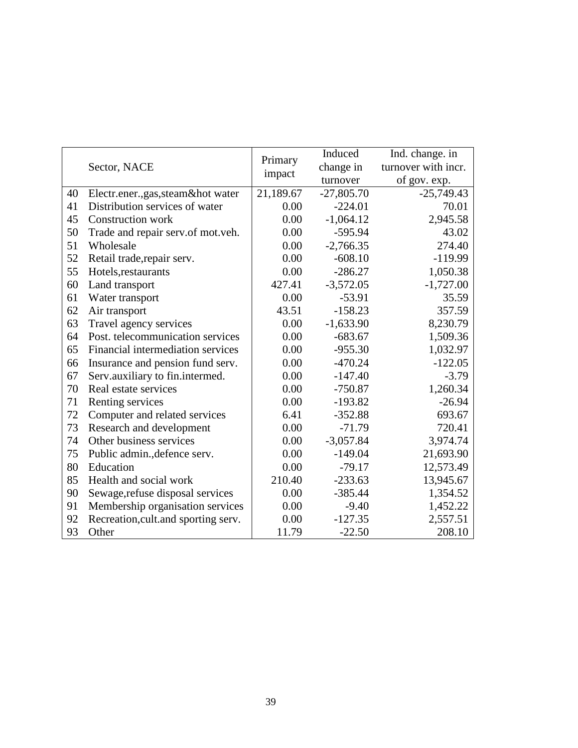|  | Sector, NACE | Primary impact | Induced change in turnover | Ind. change. in turnover with incr. of gov. exp. |
|---|---|---|---|---|
| 40 | Electr.ener.,gas,steam&hot water | 21,189.67 | -27,805.70 | -25,749.43 |
| 41 | Distribution services of water | 0.00 | -224.01 | 70.01 |
| 45 | Construction work | 0.00 | -1,064.12 | 2,945.58 |
| 50 | Trade and repair serv.of mot.veh. | 0.00 | -595.94 | 43.02 |
| 51 | Wholesale | 0.00 | -2,766.35 | 274.40 |
| 52 | Retail trade,repair serv. | 0.00 | -608.10 | -119.99 |
| 55 | Hotels,restaurants | 0.00 | -286.27 | 1,050.38 |
| 60 | Land transport | 427.41 | -3,572.05 | -1,727.00 |
| 61 | Water transport | 0.00 | -53.91 | 35.59 |
| 62 | Air transport | 43.51 | -158.23 | 357.59 |
| 63 | Travel agency services | 0.00 | -1,633.90 | 8,230.79 |
| 64 | Post. telecommunication services | 0.00 | -683.67 | 1,509.36 |
| 65 | Financial intermediation services | 0.00 | -955.30 | 1,032.97 |
| 66 | Insurance and pension fund serv. | 0.00 | -470.24 | -122.05 |
| 67 | Serv.auxiliary to fin.intermed. | 0.00 | -147.40 | -3.79 |
| 70 | Real estate services | 0.00 | -750.87 | 1,260.34 |
| 71 | Renting services | 0.00 | -193.82 | -26.94 |
| 72 | Computer and related services | 6.41 | -352.88 | 693.67 |
| 73 | Research and development | 0.00 | -71.79 | 720.41 |
| 74 | Other business services | 0.00 | -3,057.84 | 3,974.74 |
| 75 | Public admin.,defence serv. | 0.00 | -149.04 | 21,693.90 |
| 80 | Education | 0.00 | -79.17 | 12,573.49 |
| 85 | Health and social work | 210.40 | -233.63 | 13,945.67 |
| 90 | Sewage,refuse disposal services | 0.00 | -385.44 | 1,354.52 |
| 91 | Membership organisation services | 0.00 | -9.40 | 1,452.22 |
| 92 | Recreation,cult.and sporting serv. | 0.00 | -127.35 | 2,557.51 |
| 93 | Other | 11.79 | -22.50 | 208.10 |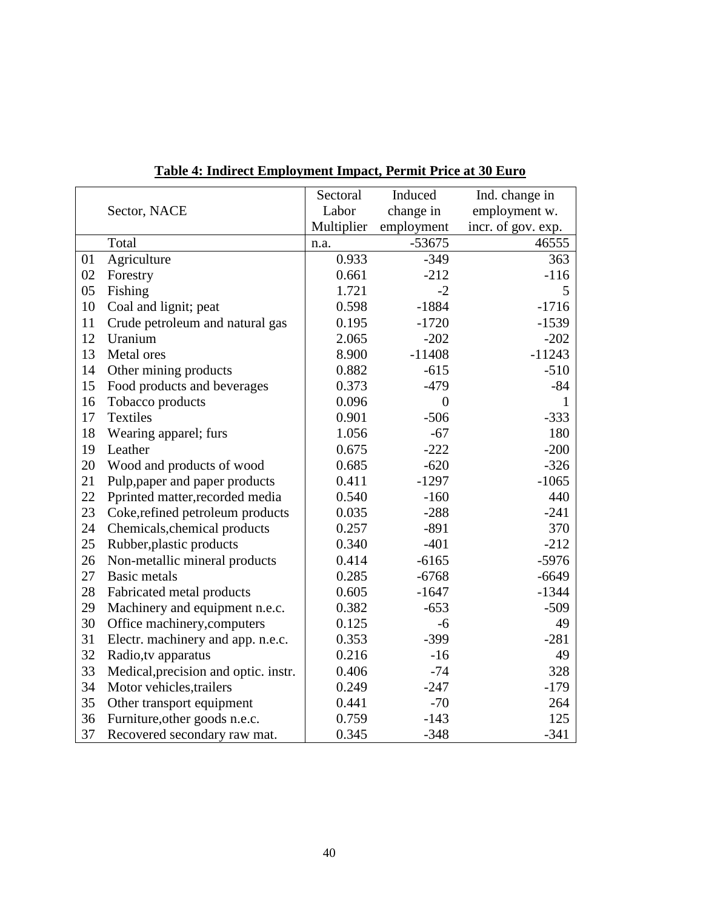**Table 4: Indirect Employment Impact, Permit Price at 30 Euro**

| | Sector, NACE | Sectoral Labor Multiplier | Induced change in employment | Ind. change in employment w. incr. of gov. exp. |
|---|---|---|---|---|
| | Total | n.a. | -53675 | 46555 |
| 01 | Agriculture | 0.933 | -349 | 363 |
| 02 | Forestry | 0.661 | -212 | -116 |
| 05 | Fishing | 1.721 | -2 | 5 |
| 10 | Coal and lignit; peat | 0.598 | -1884 | -1716 |
| 11 | Crude petroleum and natural gas | 0.195 | -1720 | -1539 |
| 12 | Uranium | 2.065 | -202 | -202 |
| 13 | Metal ores | 8.900 | -11408 | -11243 |
| 14 | Other mining products | 0.882 | -615 | -510 |
| 15 | Food products and beverages | 0.373 | -479 | -84 |
| 16 | Tobacco products | 0.096 | 0 | 1 |
| 17 | Textiles | 0.901 | -506 | -333 |
| 18 | Wearing apparel; furs | 1.056 | -67 | 180 |
| 19 | Leather | 0.675 | -222 | -200 |
| 20 | Wood and products of wood | 0.685 | -620 | -326 |
| 21 | Pulp,paper and paper products | 0.411 | -1297 | -1065 |
| 22 | Pprinted matter,recorded media | 0.540 | -160 | 440 |
| 23 | Coke,refined petroleum products | 0.035 | -288 | -241 |
| 24 | Chemicals,chemical products | 0.257 | -891 | 370 |
| 25 | Rubber,plastic products | 0.340 | -401 | -212 |
| 26 | Non-metallic mineral products | 0.414 | -6165 | -5976 |
| 27 | Basic metals | 0.285 | -6768 | -6649 |
| 28 | Fabricated metal products | 0.605 | -1647 | -1344 |
| 29 | Machinery and equipment n.e.c. | 0.382 | -653 | -509 |
| 30 | Office machinery,computers | 0.125 | -6 | 49 |
| 31 | Electr. machinery and app. n.e.c. | 0.353 | -399 | -281 |
| 32 | Radio,tv apparatus | 0.216 | -16 | 49 |
| 33 | Medical,precision and optic. instr. | 0.406 | -74 | 328 |
| 34 | Motor vehicles,trailers | 0.249 | -247 | -179 |
| 35 | Other transport equipment | 0.441 | -70 | 264 |
| 36 | Furniture,other goods n.e.c. | 0.759 | -143 | 125 |
| 37 | Recovered secondary raw mat. | 0.345 | -348 | -341 |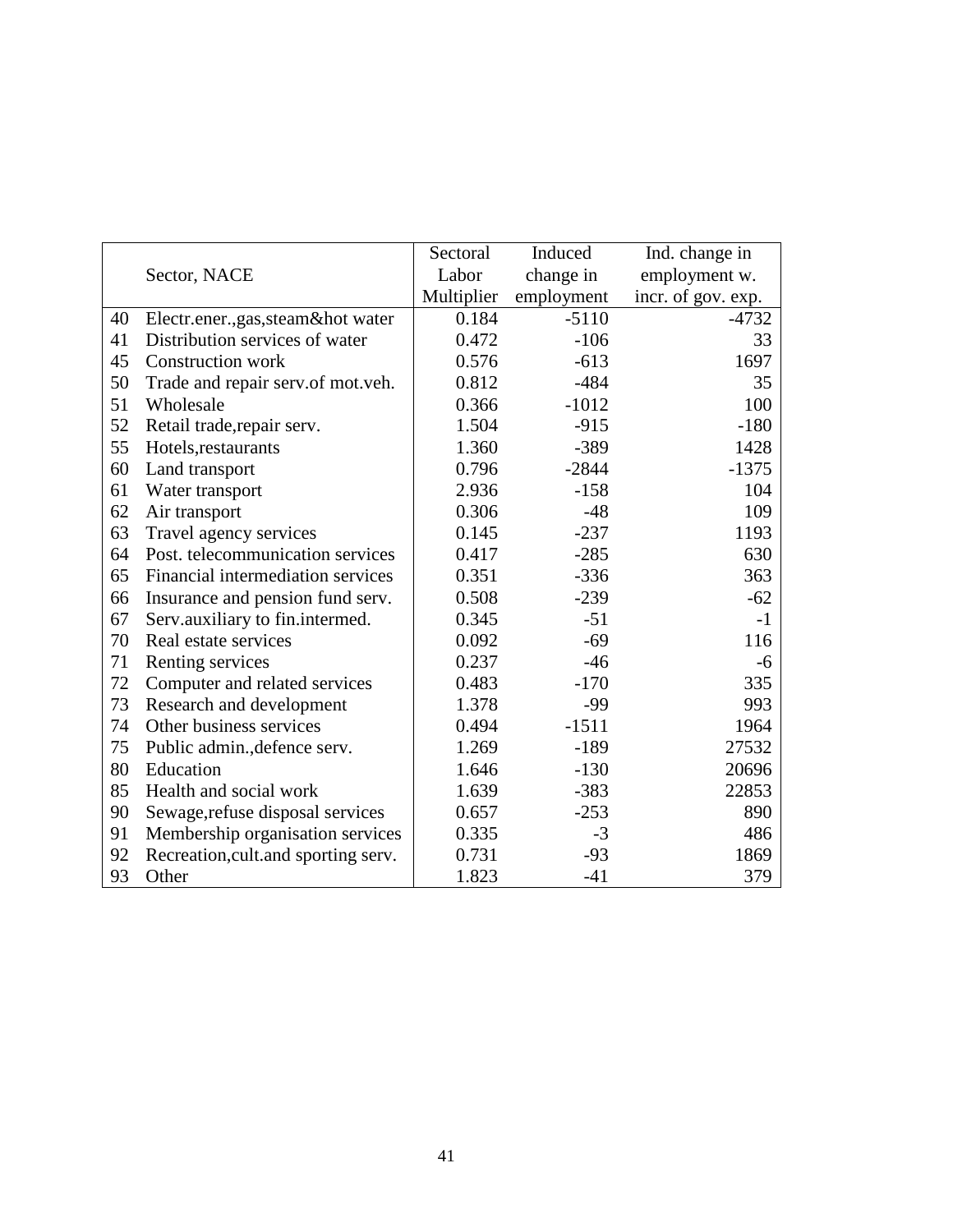| | Sector, NACE | Sectoral Labor Multiplier | Induced change in employment | Ind. change in employment w. incr. of gov. exp. |
|---|---|---|---|---|
| 40 | Electr.ener.,gas,steam&hot water | 0.184 | -5110 | -4732 |
| 41 | Distribution services of water | 0.472 | -106 | 33 |
| 45 | Construction work | 0.576 | -613 | 1697 |
| 50 | Trade and repair serv.of mot.veh. | 0.812 | -484 | 35 |
| 51 | Wholesale | 0.366 | -1012 | 100 |
| 52 | Retail trade,repair serv. | 1.504 | -915 | -180 |
| 55 | Hotels,restaurants | 1.360 | -389 | 1428 |
| 60 | Land transport | 0.796 | -2844 | -1375 |
| 61 | Water transport | 2.936 | -158 | 104 |
| 62 | Air transport | 0.306 | -48 | 109 |
| 63 | Travel agency services | 0.145 | -237 | 1193 |
| 64 | Post. telecommunication services | 0.417 | -285 | 630 |
| 65 | Financial intermediation services | 0.351 | -336 | 363 |
| 66 | Insurance and pension fund serv. | 0.508 | -239 | -62 |
| 67 | Serv.auxiliary to fin.intermed. | 0.345 | -51 | -1 |
| 70 | Real estate services | 0.092 | -69 | 116 |
| 71 | Renting services | 0.237 | -46 | -6 |
| 72 | Computer and related services | 0.483 | -170 | 335 |
| 73 | Research and development | 1.378 | -99 | 993 |
| 74 | Other business services | 0.494 | -1511 | 1964 |
| 75 | Public admin.,defence serv. | 1.269 | -189 | 27532 |
| 80 | Education | 1.646 | -130 | 20696 |
| 85 | Health and social work | 1.639 | -383 | 22853 |
| 90 | Sewage,refuse disposal services | 0.657 | -253 | 890 |
| 91 | Membership organisation services | 0.335 | -3 | 486 |
| 92 | Recreation,cult.and sporting serv. | 0.731 | -93 | 1869 |
| 93 | Other | 1.823 | -41 | 379 |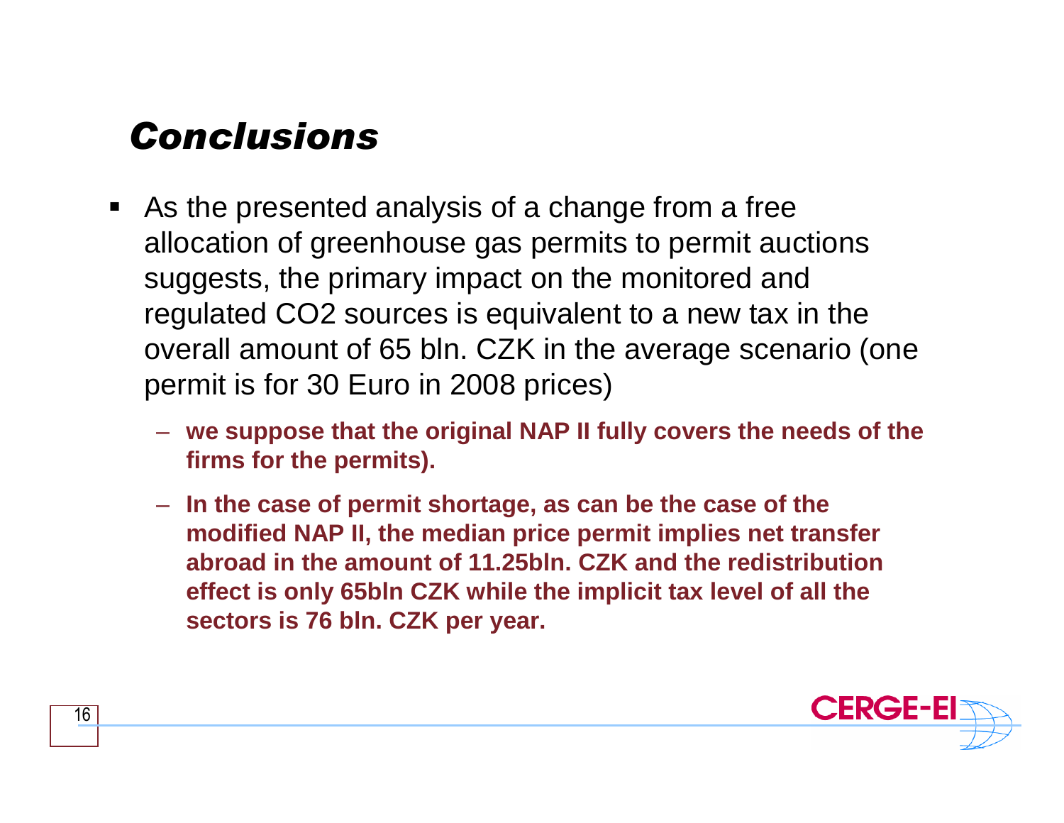# *Conclusions*

- As the presented analysis of a change from a free allocation of greenhouse gas permits to permit auctions suggests, the primary impact on the monitored and regulated CO2 sources is equivalent to a new tax in the overall amount of 65 bln. CZK in the average scenario (one permit is for 30 Euro in 2008 prices)
  - **we suppose that the original NAP II fully covers the needs of the firms for the permits).**
  - **In the case of permit shortage, as can be the case of the modified NAP II, the median price permit implies net transfer abroad in the amount of 11.25bln. CZK and the redistribution effect is only 65bln CZK while the implicit tax level of all the sectors is 76 bln. CZK per year.**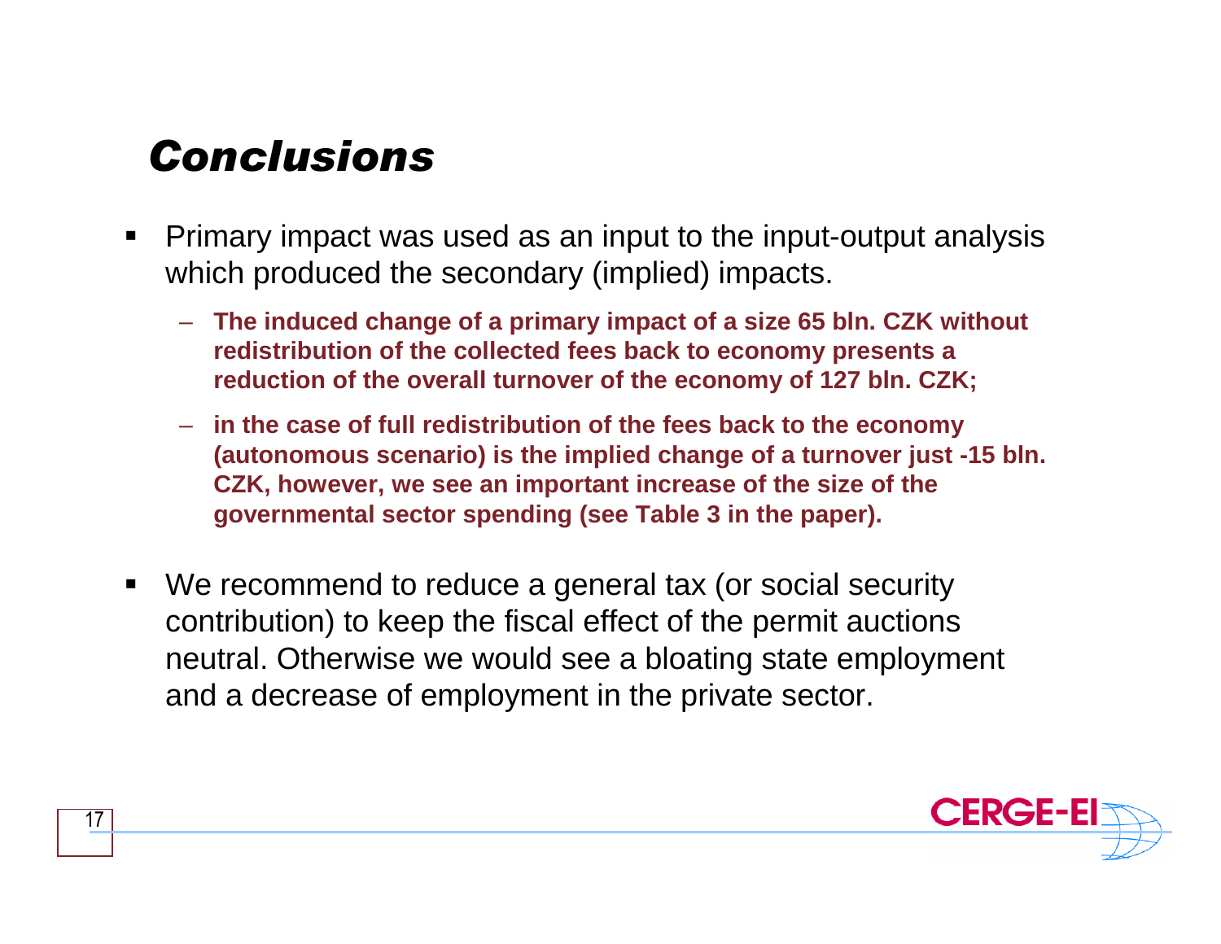# *Conclusions*

- Primary impact was used as an input to the input-output analysis which produced the secondary (implied) impacts.
  - **The induced change of a primary impact of a size 65 bln. CZK without redistribution of the collected fees back to economy presents a reduction of the overall turnover of the economy of 127 bln. CZK;**
  - **in the case of full redistribution of the fees back to the economy (autonomous scenario) is the implied change of a turnover just -15 bln. CZK, however, we see an important increase of the size of the governmental sector spending (see Table 3 in the paper).**
- We recommend to reduce a general tax (or social security contribution) to keep the fiscal effect of the permit auctions neutral. Otherwise we would see a bloating state employment and a decrease of employment in the private sector.